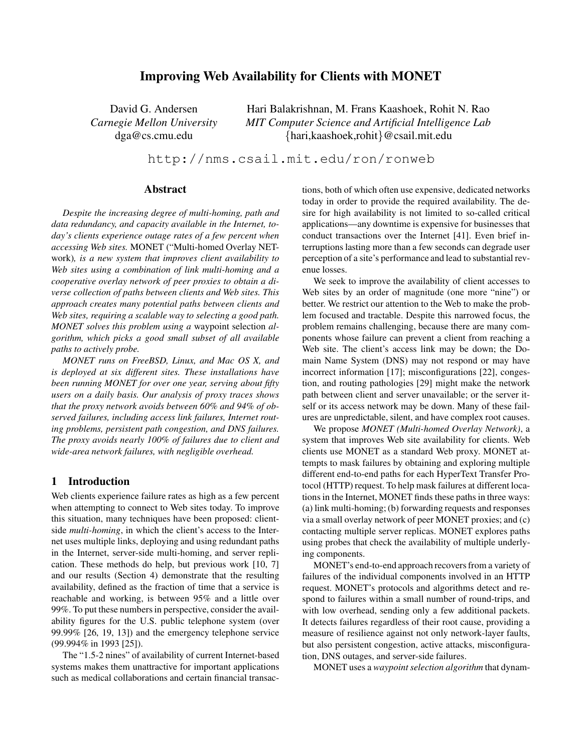# Improving Web Availability for Clients with MONET

David G. Andersen
*Carnegie Mellon University*
dga@cs.cmu.edu

Hari Balakrishnan, M. Frans Kaashoek, Rohit N. Rao
*MIT Computer Science and Artificial Intelligence Lab*
{hari,kaashoek,rohit}@csail.mit.edu

http://nms.csail.mit.edu/ron/ronweb

## Abstract

*Despite the increasing degree of multi-homing, path and data redundancy, and capacity available in the Internet, today's clients experience outage rates of a few percent when accessing Web sites.* MONET ("Multi-homed Overlay NETwork)*, is a new system that improves client availability to Web sites using a combination of link multi-homing and a cooperative overlay network of peer proxies to obtain a diverse collection of paths between clients and Web sites. This approach creates many potential paths between clients and Web sites, requiring a scalable way to selecting a good path. MONET solves this problem using a* waypoint selection *algorithm, which picks a good small subset of all available paths to actively probe.*

*MONET runs on FreeBSD, Linux, and Mac OS X, and is deployed at six different sites. These installations have been running MONET for over one year, serving about fifty users on a daily basis. Our analysis of proxy traces shows that the proxy network avoids between 60% and 94% of observed failures, including access link failures, Internet routing problems, persistent path congestion, and DNS failures. The proxy avoids nearly 100% of failures due to client and wide-area network failures, with negligible overhead.*

## 1 Introduction

Web clients experience failure rates as high as a few percent when attempting to connect to Web sites today. To improve this situation, many techniques have been proposed: client-side *multi-homing*, in which the client's access to the Internet uses multiple links, deploying and using redundant paths in the Internet, server-side multi-homing, and server replication. These methods do help, but previous work [10, 7] and our results (Section 4) demonstrate that the resulting availability, defined as the fraction of time that a service is reachable and working, is between 95% and a little over 99%. To put these numbers in perspective, consider the availability figures for the U.S. public telephone system (over 99.99% [26, 19, 13]) and the emergency telephone service (99.994% in 1993 [25]).

The "1.5-2 nines" of availability of current Internet-based systems makes them unattractive for important applications such as medical collaborations and certain financial transactions, both of which often use expensive, dedicated networks today in order to provide the required availability. The desire for high availability is not limited to so-called critical applications—any downtime is expensive for businesses that conduct transactions over the Internet [41]. Even brief interruptions lasting more than a few seconds can degrade user perception of a site's performance and lead to substantial revenue losses.

We seek to improve the availability of client accesses to Web sites by an order of magnitude (one more "nine") or better. We restrict our attention to the Web to make the problem focused and tractable. Despite this narrowed focus, the problem remains challenging, because there are many components whose failure can prevent a client from reaching a Web site. The client's access link may be down; the Domain Name System (DNS) may not respond or may have incorrect information [17]; misconfigurations [22], congestion, and routing pathologies [29] might make the network path between client and server unavailable; or the server itself or its access network may be down. Many of these failures are unpredictable, silent, and have complex root causes.

We propose *MONET (Multi-homed Overlay Network)*, a system that improves Web site availability for clients. Web clients use MONET as a standard Web proxy. MONET attempts to mask failures by obtaining and exploring multiple different end-to-end paths for each HyperText Transfer Protocol (HTTP) request. To help mask failures at different locations in the Internet, MONET finds these paths in three ways: (a) link multi-homing; (b) forwarding requests and responses via a small overlay network of peer MONET proxies; and (c) contacting multiple server replicas. MONET explores paths using probes that check the availability of multiple underlying components.

MONET's end-to-end approach recovers from a variety of failures of the individual components involved in an HTTP request. MONET's protocols and algorithms detect and respond to failures within a small number of round-trips, and with low overhead, sending only a few additional packets. It detects failures regardless of their root cause, providing a measure of resilience against not only network-layer faults, but also persistent congestion, active attacks, misconfiguration, DNS outages, and server-side failures.

MONET uses a *waypoint selection algorithm* that dynam-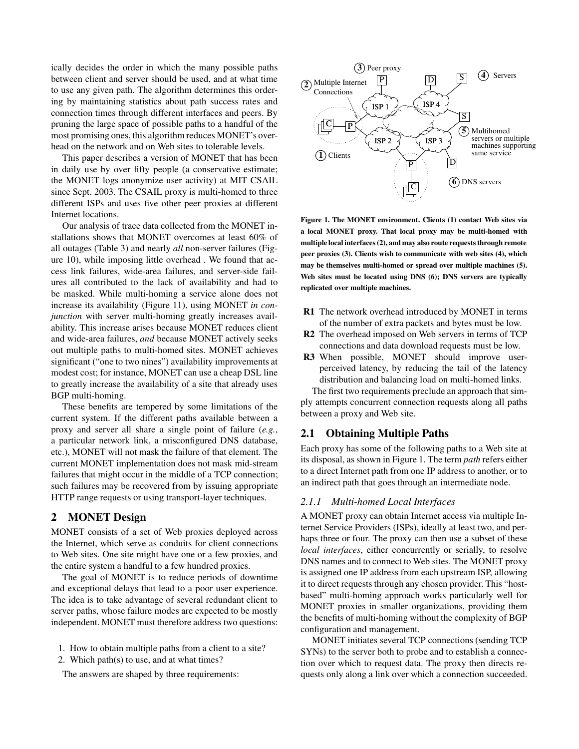ically decides the order in which the many possible paths between client and server should be used, and at what time to use any given path. The algorithm determines this ordering by maintaining statistics about path success rates and connection times through different interfaces and peers. By pruning the large space of possible paths to a handful of the most promising ones, this algorithm reduces MONET's overhead on the network and on Web sites to tolerable levels.

This paper describes a version of MONET that has been in daily use by over fifty people (a conservative estimate; the MONET logs anonymize user activity) at MIT CSAIL since Sept. 2003. The CSAIL proxy is multi-homed to three different ISPs and uses five other peer proxies at different Internet locations.

Our analysis of trace data collected from the MONET installations shows that MONET overcomes at least 60% of all outages (Table 3) and nearly *all* non-server failures (Figure 10), while imposing little overhead . We found that access link failures, wide-area failures, and server-side failures all contributed to the lack of availability and had to be masked. While multi-homing a service alone does not increase its availability (Figure 11), using MONET *in conjunction* with server multi-homing greatly increases availability. This increase arises because MONET reduces client and wide-area failures, *and* because MONET actively seeks out multiple paths to multi-homed sites. MONET achieves significant ("one to two nines") availability improvements at modest cost; for instance, MONET can use a cheap DSL line to greatly increase the availability of a site that already uses BGP multi-homing.

These benefits are tempered by some limitations of the current system. If the different paths available between a proxy and server all share a single point of failure (*e.g.*, a particular network link, a misconfigured DNS database, etc.), MONET will not mask the failure of that element. The current MONET implementation does not mask mid-stream failures that might occur in the middle of a TCP connection; such failures may be recovered from by issuing appropriate HTTP range requests or using transport-layer techniques.

## 2 MONET Design

MONET consists of a set of Web proxies deployed across the Internet, which serve as conduits for client connections to Web sites. One site might have one or a few proxies, and the entire system a handful to a few hundred proxies.

The goal of MONET is to reduce periods of downtime and exceptional delays that lead to a poor user experience. The idea is to take advantage of several redundant client to server paths, whose failure modes are expected to be mostly independent. MONET must therefore address two questions:

1. How to obtain multiple paths from a client to a site?
2. Which path(s) to use, and at what times?

The answers are shaped by three requirements:

3 Peer proxy
2 Multiple Internet Connections
4 Servers
ISP 1
ISP 4
ISP 2
ISP 3
5 Multihomed servers or multiple machines supporting same service
1 Clients
6 DNS servers

**Figure 1. The MONET environment. Clients (1) contact Web sites via a local MONET proxy. That local proxy may be multi-homed with multiple local interfaces (2), and may also route requests through remote peer proxies (3). Clients wish to communicate with web sites (4), which may be themselves multi-homed or spread over multiple machines (5). Web sites must be located using DNS (6); DNS servers are typically replicated over multiple machines.**

**R1** The network overhead introduced by MONET in terms of the number of extra packets and bytes must be low.

**R2** The overhead imposed on Web servers in terms of TCP connections and data download requests must be low.

**R3** When possible, MONET should improve user-perceived latency, by reducing the tail of the latency distribution and balancing load on multi-homed links.

The first two requirements preclude an approach that simply attempts concurrent connection requests along all paths between a proxy and Web site.

### 2.1 Obtaining Multiple Paths

Each proxy has some of the following paths to a Web site at its disposal, as shown in Figure 1. The term *path* refers either to a direct Internet path from one IP address to another, or to an indirect path that goes through an intermediate node.

#### *2.1.1 Multi-homed Local Interfaces*

A MONET proxy can obtain Internet access via multiple Internet Service Providers (ISPs), ideally at least two, and perhaps three or four. The proxy can then use a subset of these *local interfaces*, either concurrently or serially, to resolve DNS names and to connect to Web sites. The MONET proxy is assigned one IP address from each upstream ISP, allowing it to direct requests through any chosen provider. This "host-based" multi-homing approach works particularly well for MONET proxies in smaller organizations, providing them the benefits of multi-homing without the complexity of BGP configuration and management.

MONET initiates several TCP connections (sending TCP SYNs) to the server both to probe and to establish a connection over which to request data. The proxy then directs requests only along a link over which a connection succeeded.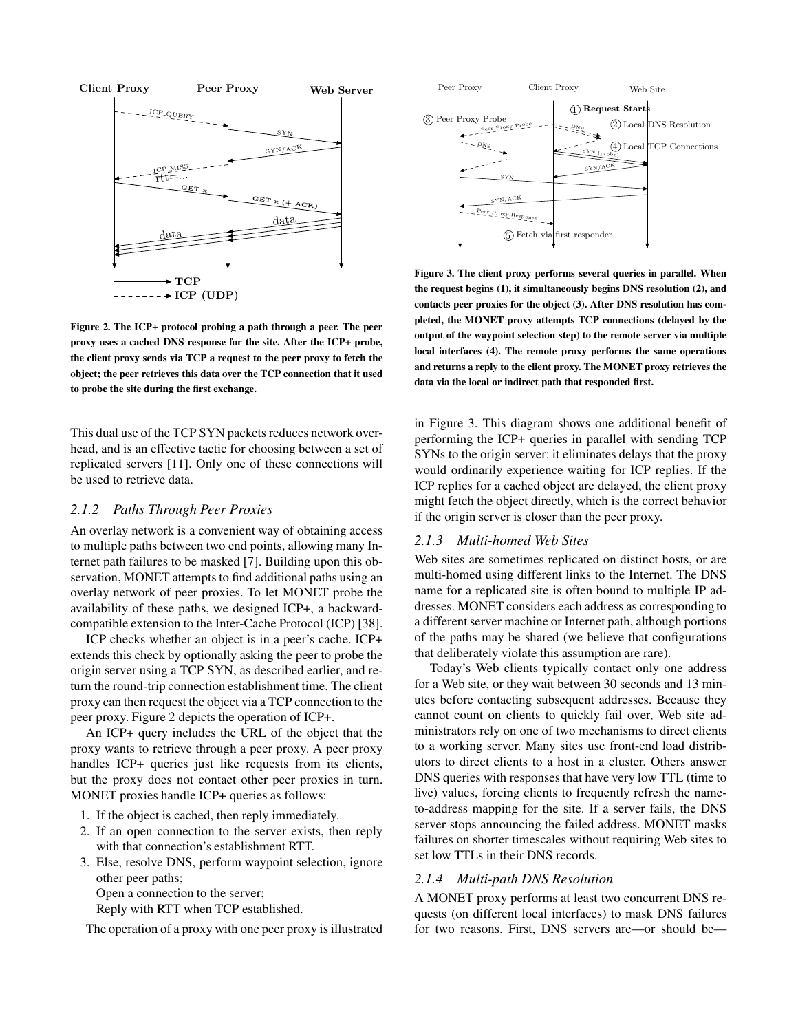Client Proxy
Peer Proxy
Web Server
ICP_QUERY
SYN
SYN/ACK
ICP_MISS
rtt=...
GET x
GET x (+ ACK)
data
data
TCP
ICP (UDP)

**Figure 2. The ICP+ protocol probing a path through a peer. The peer proxy uses a cached DNS response for the site. After the ICP+ probe, the client proxy sends via TCP a request to the peer proxy to fetch the object; the peer retrieves this data over the TCP connection that it used to probe the site during the first exchange.**

Peer Proxy
Client Proxy
Web Site
① Request Starts
② Local DNS Resolution
③ Peer Proxy Probe
Peer Proxy Probe
DNS
④ Local TCP Connections
DNS
SYN (probe)
SYN/ACK
SYN
SYN/ACK
Peer Proxy Response
⑤ Fetch via first responder

**Figure 3. The client proxy performs several queries in parallel. When the request begins (1), it simultaneously begins DNS resolution (2), and contacts peer proxies for the object (3). After DNS resolution has completed, the MONET proxy attempts TCP connections (delayed by the output of the waypoint selection step) to the remote server via multiple local interfaces (4). The remote proxy performs the same operations and returns a reply to the client proxy. The MONET proxy retrieves the data via the local or indirect path that responded first.**

This dual use of the TCP SYN packets reduces network overhead, and is an effective tactic for choosing between a set of replicated servers [11]. Only one of these connections will be used to retrieve data.

### *2.1.2 Paths Through Peer Proxies*

An overlay network is a convenient way of obtaining access to multiple paths between two end points, allowing many Internet path failures to be masked [7]. Building upon this observation, MONET attempts to find additional paths using an overlay network of peer proxies. To let MONET probe the availability of these paths, we designed ICP+, a backward-compatible extension to the Inter-Cache Protocol (ICP) [38].

ICP checks whether an object is in a peer's cache. ICP+ extends this check by optionally asking the peer to probe the origin server using a TCP SYN, as described earlier, and return the round-trip connection establishment time. The client proxy can then request the object via a TCP connection to the peer proxy. Figure 2 depicts the operation of ICP+.

An ICP+ query includes the URL of the object that the proxy wants to retrieve through a peer proxy. A peer proxy handles ICP+ queries just like requests from its clients, but the proxy does not contact other peer proxies in turn. MONET proxies handle ICP+ queries as follows:

1. If the object is cached, then reply immediately.
2. If an open connection to the server exists, then reply with that connection's establishment RTT.
3. Else, resolve DNS, perform waypoint selection, ignore other peer paths;
   Open a connection to the server;
   Reply with RTT when TCP established.

The operation of a proxy with one peer proxy is illustrated in Figure 3. This diagram shows one additional benefit of performing the ICP+ queries in parallel with sending TCP SYNs to the origin server: it eliminates delays that the proxy would ordinarily experience waiting for ICP replies. If the ICP replies for a cached object are delayed, the client proxy might fetch the object directly, which is the correct behavior if the origin server is closer than the peer proxy.

### *2.1.3 Multi-homed Web Sites*

Web sites are sometimes replicated on distinct hosts, or are multi-homed using different links to the Internet. The DNS name for a replicated site is often bound to multiple IP addresses. MONET considers each address as corresponding to a different server machine or Internet path, although portions of the paths may be shared (we believe that configurations that deliberately violate this assumption are rare).

Today's Web clients typically contact only one address for a Web site, or they wait between 30 seconds and 13 minutes before contacting subsequent addresses. Because they cannot count on clients to quickly fail over, Web site administrators rely on one of two mechanisms to direct clients to a working server. Many sites use front-end load distributors to direct clients to a host in a cluster. Others answer DNS queries with responses that have very low TTL (time to live) values, forcing clients to frequently refresh the name-to-address mapping for the site. If a server fails, the DNS server stops announcing the failed address. MONET masks failures on shorter timescales without requiring Web sites to set low TTLs in their DNS records.

### *2.1.4 Multi-path DNS Resolution*

A MONET proxy performs at least two concurrent DNS requests (on different local interfaces) to mask DNS failures for two reasons. First, DNS servers are—or should be—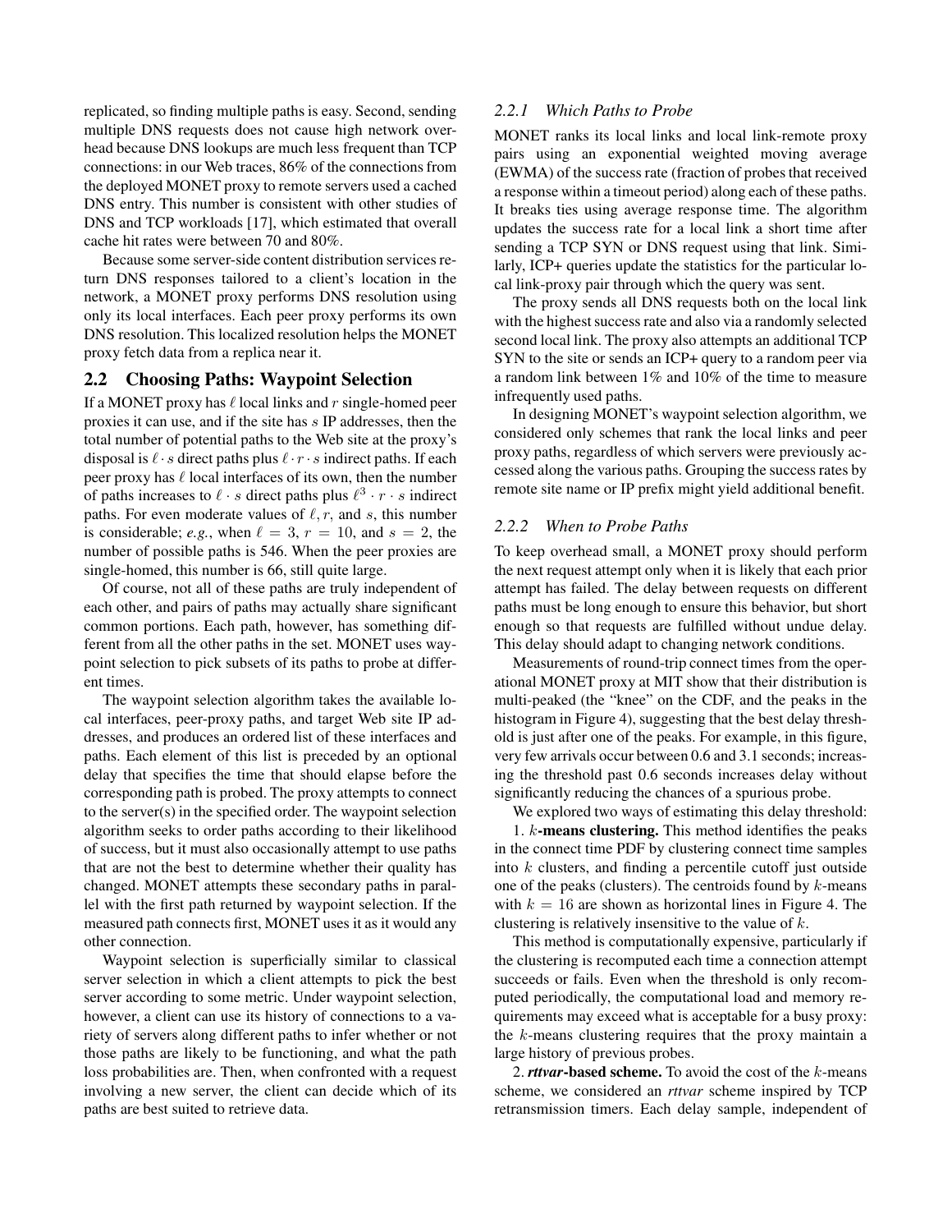replicated, so finding multiple paths is easy. Second, sending multiple DNS requests does not cause high network overhead because DNS lookups are much less frequent than TCP connections: in our Web traces, 86% of the connections from the deployed MONET proxy to remote servers used a cached DNS entry. This number is consistent with other studies of DNS and TCP workloads [17], which estimated that overall cache hit rates were between 70 and 80%.

Because some server-side content distribution services return DNS responses tailored to a client's location in the network, a MONET proxy performs DNS resolution using only its local interfaces. Each peer proxy performs its own DNS resolution. This localized resolution helps the MONET proxy fetch data from a replica near it.

## 2.2 Choosing Paths: Waypoint Selection

If a MONET proxy has $\ell$ local links and $r$ single-homed peer proxies it can use, and if the site has $s$ IP addresses, then the total number of potential paths to the Web site at the proxy's disposal is $\ell \cdot s$ direct paths plus $\ell \cdot r \cdot s$ indirect paths. If each peer proxy has $\ell$ local interfaces of its own, then the number of paths increases to $\ell \cdot s$ direct paths plus $\ell^3 \cdot r \cdot s$ indirect paths. For even moderate values of $\ell, r$, and $s$, this number is considerable; *e.g.*, when $\ell = 3$, $r = 10$, and $s = 2$, the number of possible paths is 546. When the peer proxies are single-homed, this number is 66, still quite large.

Of course, not all of these paths are truly independent of each other, and pairs of paths may actually share significant common portions. Each path, however, has something different from all the other paths in the set. MONET uses waypoint selection to pick subsets of its paths to probe at different times.

The waypoint selection algorithm takes the available local interfaces, peer-proxy paths, and target Web site IP addresses, and produces an ordered list of these interfaces and paths. Each element of this list is preceded by an optional delay that specifies the time that should elapse before the corresponding path is probed. The proxy attempts to connect to the server(s) in the specified order. The waypoint selection algorithm seeks to order paths according to their likelihood of success, but it must also occasionally attempt to use paths that are not the best to determine whether their quality has changed. MONET attempts these secondary paths in parallel with the first path returned by waypoint selection. If the measured path connects first, MONET uses it as it would any other connection.

Waypoint selection is superficially similar to classical server selection in which a client attempts to pick the best server according to some metric. Under waypoint selection, however, a client can use its history of connections to a variety of servers along different paths to infer whether or not those paths are likely to be functioning, and what the path loss probabilities are. Then, when confronted with a request involving a new server, the client can decide which of its paths are best suited to retrieve data.

### 2.2.1 Which Paths to Probe

MONET ranks its local links and local link-remote proxy pairs using an exponential weighted moving average (EWMA) of the success rate (fraction of probes that received a response within a timeout period) along each of these paths. It breaks ties using average response time. The algorithm updates the success rate for a local link a short time after sending a TCP SYN or DNS request using that link. Similarly, ICP+ queries update the statistics for the particular local link-proxy pair through which the query was sent.

The proxy sends all DNS requests both on the local link with the highest success rate and also via a randomly selected second local link. The proxy also attempts an additional TCP SYN to the site or sends an ICP+ query to a random peer via a random link between 1% and 10% of the time to measure infrequently used paths.

In designing MONET's waypoint selection algorithm, we considered only schemes that rank the local links and peer proxy paths, regardless of which servers were previously accessed along the various paths. Grouping the success rates by remote site name or IP prefix might yield additional benefit.

### 2.2.2 When to Probe Paths

To keep overhead small, a MONET proxy should perform the next request attempt only when it is likely that each prior attempt has failed. The delay between requests on different paths must be long enough to ensure this behavior, but short enough so that requests are fulfilled without undue delay. This delay should adapt to changing network conditions.

Measurements of round-trip connect times from the operational MONET proxy at MIT show that their distribution is multi-peaked (the "knee" on the CDF, and the peaks in the histogram in Figure 4), suggesting that the best delay threshold is just after one of the peaks. For example, in this figure, very few arrivals occur between 0.6 and 3.1 seconds; increasing the threshold past 0.6 seconds increases delay without significantly reducing the chances of a spurious probe.

We explored two ways of estimating this delay threshold:

1. **$k$-means clustering.** This method identifies the peaks in the connect time PDF by clustering connect time samples into $k$ clusters, and finding a percentile cutoff just outside one of the peaks (clusters). The centroids found by $k$-means with $k = 16$ are shown as horizontal lines in Figure 4. The clustering is relatively insensitive to the value of $k$.

This method is computationally expensive, particularly if the clustering is recomputed each time a connection attempt succeeds or fails. Even when the threshold is only recomputed periodically, the computational load and memory requirements may exceed what is acceptable for a busy proxy: the $k$-means clustering requires that the proxy maintain a large history of previous probes.

2. ***rttvar*-based scheme.** To avoid the cost of the $k$-means scheme, we considered an *rttvar* scheme inspired by TCP retransmission timers. Each delay sample, independent of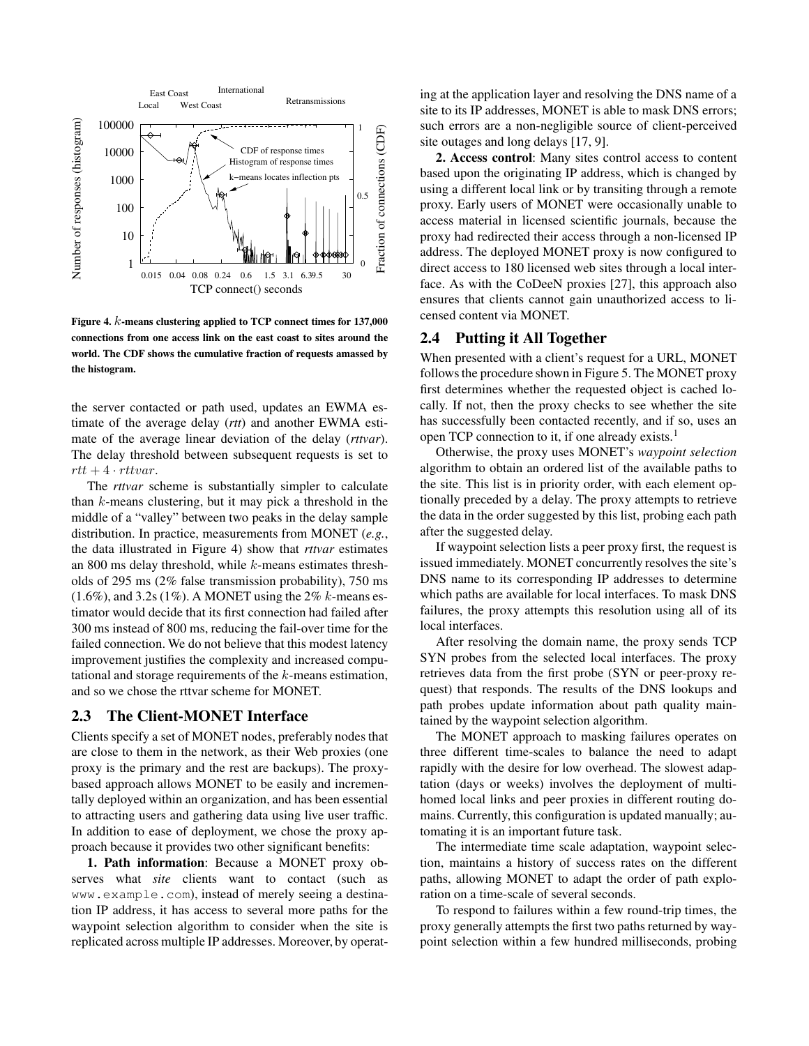East Coast
International
Local
West Coast
Retransmissions

100000
10000
1000
100
10
1

Number of responses (histogram)

1
0.5
0

Fraction of connections (CDF)

CDF of response times
Histogram of response times
k–means locates inflection pts

0.015 0.04 0.08 0.24 0.6 1.5 3.1 6.39.5 30

TCP connect() seconds

**Figure 4. $k$-means clustering applied to TCP connect times for 137,000 connections from one access link on the east coast to sites around the world. The CDF shows the cumulative fraction of requests amassed by the histogram.**

the server contacted or path used, updates an EWMA estimate of the average delay (*rtt*) and another EWMA estimate of the average linear deviation of the delay (*rttvar*). The delay threshold between subsequent requests is set to $rtt + 4 \cdot rttvar$.

The *rttvar* scheme is substantially simpler to calculate than $k$-means clustering, but it may pick a threshold in the middle of a "valley" between two peaks in the delay sample distribution. In practice, measurements from MONET (*e.g.*, the data illustrated in Figure 4) show that *rttvar* estimates an 800 ms delay threshold, while $k$-means estimates thresholds of 295 ms (2% false transmission probability), 750 ms (1.6%), and 3.2s (1%). A MONET using the 2% $k$-means estimator would decide that its first connection had failed after 300 ms instead of 800 ms, reducing the fail-over time for the failed connection. We do not believe that this modest latency improvement justifies the complexity and increased computational and storage requirements of the $k$-means estimation, and so we chose the rttvar scheme for MONET.

## 2.3 The Client-MONET Interface

Clients specify a set of MONET nodes, preferably nodes that are close to them in the network, as their Web proxies (one proxy is the primary and the rest are backups). The proxy-based approach allows MONET to be easily and incrementally deployed within an organization, and has been essential to attracting users and gathering data using live user traffic. In addition to ease of deployment, we chose the proxy approach because it provides two other significant benefits:

**1. Path information**: Because a MONET proxy observes what *site* clients want to contact (such as `www.example.com`), instead of merely seeing a destination IP address, it has access to several more paths for the waypoint selection algorithm to consider when the site is replicated across multiple IP addresses. Moreover, by operating at the application layer and resolving the DNS name of a site to its IP addresses, MONET is able to mask DNS errors; such errors are a non-negligible source of client-perceived site outages and long delays [17, 9].

**2. Access control**: Many sites control access to content based upon the originating IP address, which is changed by using a different local link or by transiting through a remote proxy. Early users of MONET were occasionally unable to access material in licensed scientific journals, because the proxy had redirected their access through a non-licensed IP address. The deployed MONET proxy is now configured to direct access to 180 licensed web sites through a local interface. As with the CoDeeN proxies [27], this approach also ensures that clients cannot gain unauthorized access to licensed content via MONET.

## 2.4 Putting it All Together

When presented with a client's request for a URL, MONET follows the procedure shown in Figure 5. The MONET proxy first determines whether the requested object is cached locally. If not, then the proxy checks to see whether the site has successfully been contacted recently, and if so, uses an open TCP connection to it, if one already exists.[1]

Otherwise, the proxy uses MONET's *waypoint selection* algorithm to obtain an ordered list of the available paths to the site. This list is in priority order, with each element optionally preceded by a delay. The proxy attempts to retrieve the data in the order suggested by this list, probing each path after the suggested delay.

If waypoint selection lists a peer proxy first, the request is issued immediately. MONET concurrently resolves the site's DNS name to its corresponding IP addresses to determine which paths are available for local interfaces. To mask DNS failures, the proxy attempts this resolution using all of its local interfaces.

After resolving the domain name, the proxy sends TCP SYN probes from the selected local interfaces. The proxy retrieves data from the first probe (SYN or peer-proxy request) that responds. The results of the DNS lookups and path probes update information about path quality maintained by the waypoint selection algorithm.

The MONET approach to masking failures operates on three different time-scales to balance the need to adapt rapidly with the desire for low overhead. The slowest adaptation (days or weeks) involves the deployment of multi-homed local links and peer proxies in different routing domains. Currently, this configuration is updated manually; automating it is an important future task.

The intermediate time scale adaptation, waypoint selection, maintains a history of success rates on the different paths, allowing MONET to adapt the order of path exploration on a time-scale of several seconds.

To respond to failures within a few round-trip times, the proxy generally attempts the first two paths returned by waypoint selection within a few hundred milliseconds, probing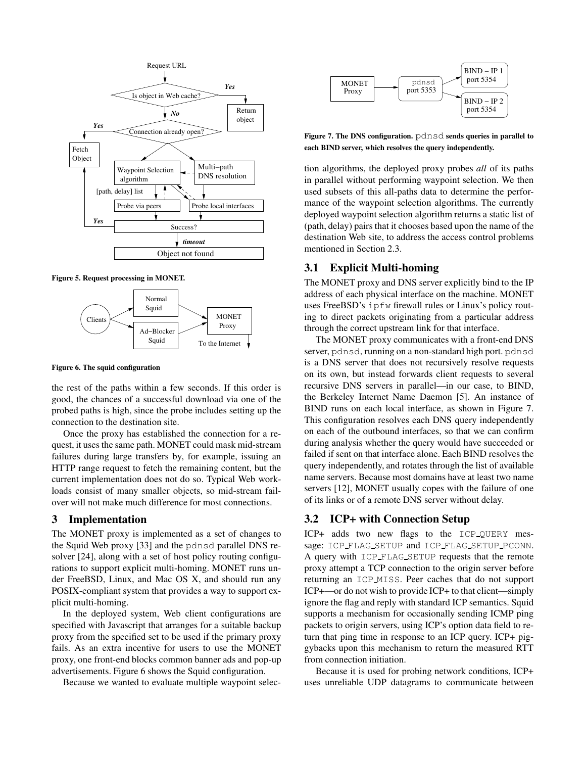Request URL

Is object in Web cache?

Yes

Return object

No

Connection already open?

Yes

Fetch Object

Waypoint Selection algorithm

Multi−path DNS resolution

[path, delay] list

Probe via peers

Probe local interfaces

Yes

Success?

timeout

Object not found

**Figure 5. Request processing in MONET.**

Clients

Normal Squid

Ad−Blocker Squid

MONET Proxy

To the Internet

**Figure 6. The squid configuration**

the rest of the paths within a few seconds. If this order is good, the chances of a successful download via one of the probed paths is high, since the probe includes setting up the connection to the destination site.

Once the proxy has established the connection for a request, it uses the same path. MONET could mask mid-stream failures during large transfers by, for example, issuing an HTTP range request to fetch the remaining content, but the current implementation does not do so. Typical Web workloads consist of many smaller objects, so mid-stream failover will not make much difference for most connections.

## 3 Implementation

The MONET proxy is implemented as a set of changes to the Squid Web proxy [33] and the `pdnsd` parallel DNS resolver [24], along with a set of host policy routing configurations to support explicit multi-homing. MONET runs under FreeBSD, Linux, and Mac OS X, and should run any POSIX-compliant system that provides a way to support explicit multi-homing.

In the deployed system, Web client configurations are specified with Javascript that arranges for a suitable backup proxy from the specified set to be used if the primary proxy fails. As an extra incentive for users to use the MONET proxy, one front-end blocks common banner ads and pop-up advertisements. Figure 6 shows the Squid configuration.

Because we wanted to evaluate multiple waypoint selection algorithms, the deployed proxy probes *all* of its paths in parallel without performing waypoint selection. We then used subsets of this all-paths data to determine the performance of the waypoint selection algorithms. The currently deployed waypoint selection algorithm returns a static list of (path, delay) pairs that it chooses based upon the name of the destination Web site, to address the access control problems mentioned in Section 2.3.

MONET Proxy

pdnsd port 5353

BIND – IP 1 port 5354

BIND – IP 2 port 5354

**Figure 7. The DNS configuration.** `pdnsd` **sends queries in parallel to each BIND server, which resolves the query independently.**

### 3.1 Explicit Multi-homing

The MONET proxy and DNS server explicitly bind to the IP address of each physical interface on the machine. MONET uses FreeBSD's `ipfw` firewall rules or Linux's policy routing to direct packets originating from a particular address through the correct upstream link for that interface.

The MONET proxy communicates with a front-end DNS server, `pdnsd`, running on a non-standard high port. `pdnsd` is a DNS server that does not recursively resolve requests on its own, but instead forwards client requests to several recursive DNS servers in parallel—in our case, to BIND, the Berkeley Internet Name Daemon [5]. An instance of BIND runs on each local interface, as shown in Figure 7. This configuration resolves each DNS query independently on each of the outbound interfaces, so that we can confirm during analysis whether the query would have succeeded or failed if sent on that interface alone. Each BIND resolves the query independently, and rotates through the list of available name servers. Because most domains have at least two name servers [12], MONET usually copes with the failure of one of its links or of a remote DNS server without delay.

### 3.2 ICP+ with Connection Setup

ICP+ adds two new flags to the `ICP_QUERY` message: `ICP_FLAG_SETUP` and `ICP_FLAG_SETUP_PCONN`. A query with `ICP_FLAG_SETUP` requests that the remote proxy attempt a TCP connection to the origin server before returning an `ICP_MISS`. Peer caches that do not support ICP+—or do not wish to provide ICP+ to that client—simply ignore the flag and reply with standard ICP semantics. Squid supports a mechanism for occasionally sending ICMP ping packets to origin servers, using ICP's option data field to return that ping time in response to an ICP query. ICP+ piggybacks upon this mechanism to return the measured RTT from connection initiation.

Because it is used for probing network conditions, ICP+ uses unreliable UDP datagrams to communicate between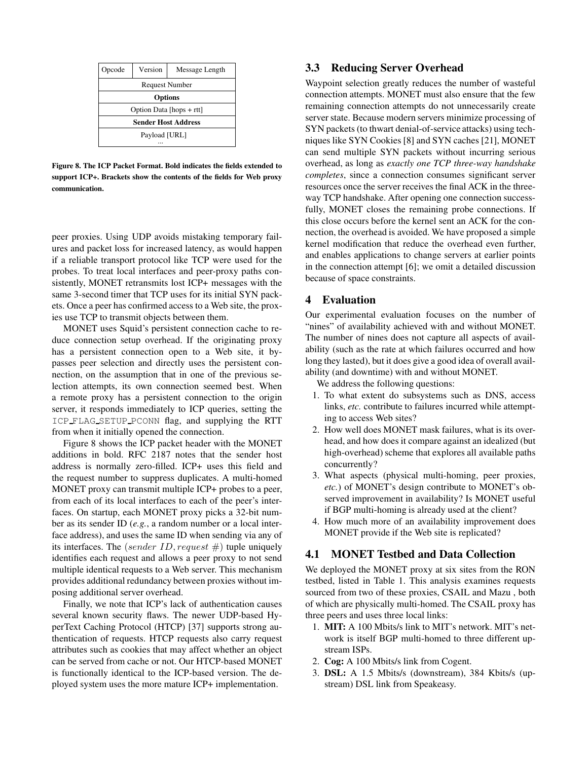| Opcode | Version | Message Length |
|---|---|---|
| Request Number | | |
| **Options** | | |
| Option Data [hops + rtt] | | |
| **Sender Host Address** | | |
| Payload [URL] ... | | |

**Figure 8. The ICP Packet Format. Bold indicates the fields extended to support ICP+. Brackets show the contents of the fields for Web proxy communication.**

peer proxies. Using UDP avoids mistaking temporary failures and packet loss for increased latency, as would happen if a reliable transport protocol like TCP were used for the probes. To treat local interfaces and peer-proxy paths consistently, MONET retransmits lost ICP+ messages with the same 3-second timer that TCP uses for its initial SYN packets. Once a peer has confirmed access to a Web site, the proxies use TCP to transmit objects between them.

MONET uses Squid's persistent connection cache to reduce connection setup overhead. If the originating proxy has a persistent connection open to a Web site, it bypasses peer selection and directly uses the persistent connection, on the assumption that in one of the previous selection attempts, its own connection seemed best. When a remote proxy has a persistent connection to the origin server, it responds immediately to ICP queries, setting the `ICP_FLAG_SETUP_PCONN` flag, and supplying the RTT from when it initially opened the connection.

Figure 8 shows the ICP packet header with the MONET additions in bold. RFC 2187 notes that the sender host address is normally zero-filled. ICP+ uses this field and the request number to suppress duplicates. A multi-homed MONET proxy can transmit multiple ICP+ probes to a peer, from each of its local interfaces to each of the peer's interfaces. On startup, each MONET proxy picks a 32-bit number as its sender ID (*e.g.*, a random number or a local interface address), and uses the same ID when sending via any of its interfaces. The $(sender\ ID, request\ \#)$ tuple uniquely identifies each request and allows a peer proxy to not send multiple identical requests to a Web server. This mechanism provides additional redundancy between proxies without imposing additional server overhead.

Finally, we note that ICP's lack of authentication causes several known security flaws. The newer UDP-based HyperText Caching Protocol (HTCP) [37] supports strong authentication of requests. HTCP requests also carry request attributes such as cookies that may affect whether an object can be served from cache or not. Our HTCP-based MONET is functionally identical to the ICP-based version. The deployed system uses the more mature ICP+ implementation.

## 3.3 Reducing Server Overhead

Waypoint selection greatly reduces the number of wasteful connection attempts. MONET must also ensure that the few remaining connection attempts do not unnecessarily create server state. Because modern servers minimize processing of SYN packets (to thwart denial-of-service attacks) using techniques like SYN Cookies [8] and SYN caches [21], MONET can send multiple SYN packets without incurring serious overhead, as long as *exactly one TCP three-way handshake completes*, since a connection consumes significant server resources once the server receives the final ACK in the three-way TCP handshake. After opening one connection successfully, MONET closes the remaining probe connections. If this close occurs before the kernel sent an ACK for the connection, the overhead is avoided. We have proposed a simple kernel modification that reduce the overhead even further, and enables applications to change servers at earlier points in the connection attempt [6]; we omit a detailed discussion because of space constraints.

# 4 Evaluation

Our experimental evaluation focuses on the number of "nines" of availability achieved with and without MONET. The number of nines does not capture all aspects of availability (such as the rate at which failures occurred and how long they lasted), but it does give a good idea of overall availability (and downtime) with and without MONET.

We address the following questions:

1. To what extent do subsystems such as DNS, access links, *etc.* contribute to failures incurred while attempting to access Web sites?
2. How well does MONET mask failures, what is its overhead, and how does it compare against an idealized (but high-overhead) scheme that explores all available paths concurrently?
3. What aspects (physical multi-homing, peer proxies, *etc.*) of MONET's design contribute to MONET's observed improvement in availability? Is MONET useful if BGP multi-homing is already used at the client?
4. How much more of an availability improvement does MONET provide if the Web site is replicated?

## 4.1 MONET Testbed and Data Collection

We deployed the MONET proxy at six sites from the RON testbed, listed in Table 1. This analysis examines requests sourced from two of these proxies, CSAIL and Mazu , both of which are physically multi-homed. The CSAIL proxy has three peers and uses three local links:

1. **MIT:** A 100 Mbits/s link to MIT's network. MIT's network is itself BGP multi-homed to three different upstream ISPs.
2. **Cog:** A 100 Mbits/s link from Cogent.
3. **DSL:** A 1.5 Mbits/s (downstream), 384 Kbits/s (upstream) DSL link from Speakeasy.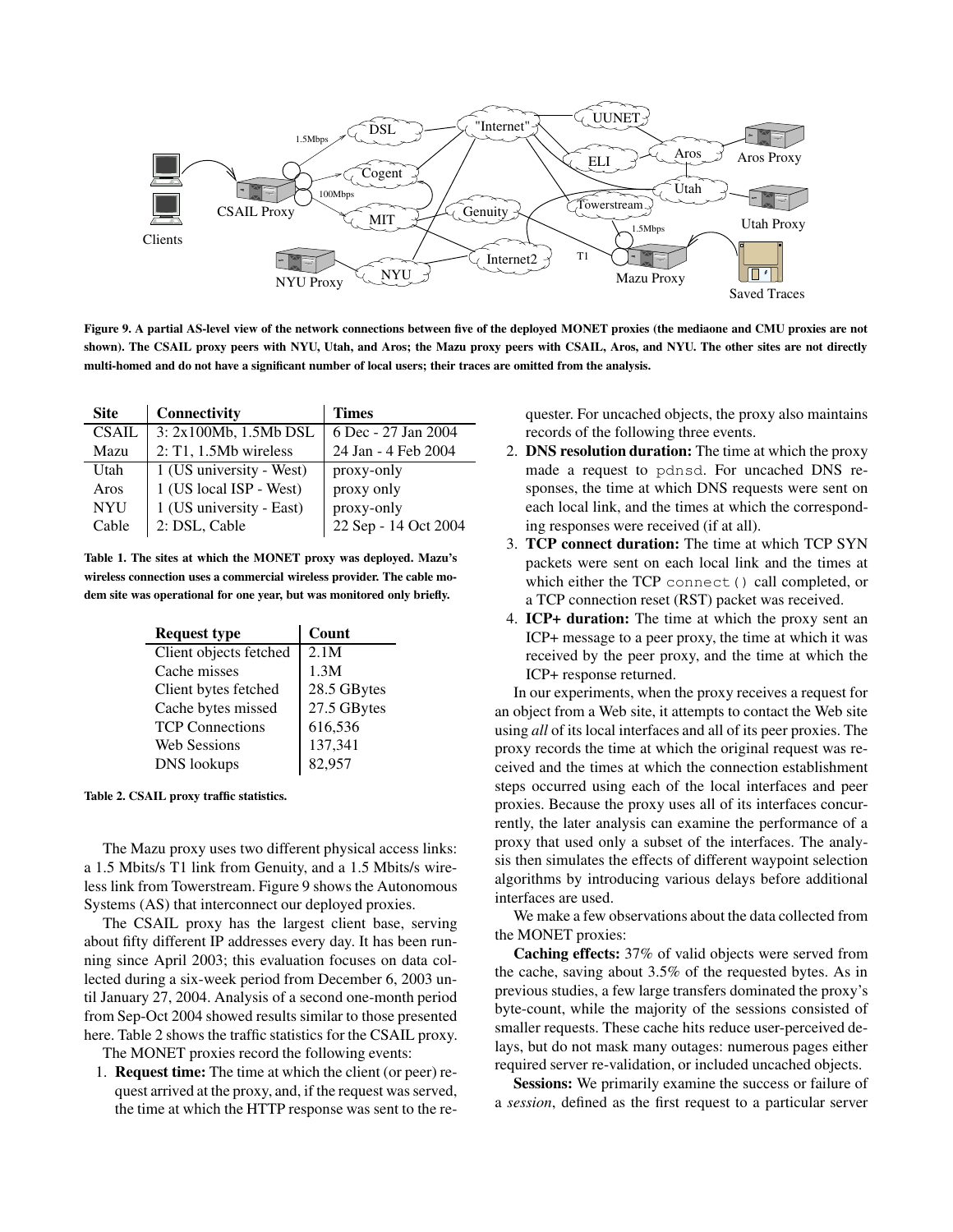1.5Mbps
DSL
"Internet"
UUNET
Aros
Aros Proxy
ELI
Cogent
Utah
100Mbps
Towerstream
Utah Proxy
Genuity
MIT
CSAIL Proxy
1.5Mbps
Clients
T1
Internet2
NYU
Mazu Proxy
NYU Proxy
Saved Traces

**Figure 9. A partial AS-level view of the network connections between five of the deployed MONET proxies (the mediaone and CMU proxies are not shown). The CSAIL proxy peers with NYU, Utah, and Aros; the Mazu proxy peers with CSAIL, Aros, and NYU. The other sites are not directly multi-homed and do not have a significant number of local users; their traces are omitted from the analysis.**

| Site | Connectivity | Times |
|---|---|---|
| CSAIL | 3: 2x100Mb, 1.5Mb DSL | 6 Dec - 27 Jan 2004 |
| Mazu | 2: T1, 1.5Mb wireless | 24 Jan - 4 Feb 2004 |
| Utah | 1 (US university - West) | proxy-only |
| Aros | 1 (US local ISP - West) | proxy only |
| NYU | 1 (US university - East) | proxy-only |
| Cable | 2: DSL, Cable | 22 Sep - 14 Oct 2004 |

**Table 1. The sites at which the MONET proxy was deployed. Mazu's wireless connection uses a commercial wireless provider. The cable modem site was operational for one year, but was monitored only briefly.**

| Request type | Count |
|---|---|
| Client objects fetched | 2.1M |
| Cache misses | 1.3M |
| Client bytes fetched | 28.5 GBytes |
| Cache bytes missed | 27.5 GBytes |
| TCP Connections | 616,536 |
| Web Sessions | 137,341 |
| DNS lookups | 82,957 |

**Table 2. CSAIL proxy traffic statistics.**

The Mazu proxy uses two different physical access links: a 1.5 Mbits/s T1 link from Genuity, and a 1.5 Mbits/s wireless link from Towerstream. Figure 9 shows the Autonomous Systems (AS) that interconnect our deployed proxies.

The CSAIL proxy has the largest client base, serving about fifty different IP addresses every day. It has been running since April 2003; this evaluation focuses on data collected during a six-week period from December 6, 2003 until January 27, 2004. Analysis of a second one-month period from Sep-Oct 2004 showed results similar to those presented here. Table 2 shows the traffic statistics for the CSAIL proxy.

The MONET proxies record the following events:

1. **Request time:** The time at which the client (or peer) request arrived at the proxy, and, if the request was served, the time at which the HTTP response was sent to the requester. For uncached objects, the proxy also maintains records of the following three events.
2. **DNS resolution duration:** The time at which the proxy made a request to `pdnsd`. For uncached DNS responses, the time at which DNS requests were sent on each local link, and the times at which the corresponding responses were received (if at all).
3. **TCP connect duration:** The time at which TCP SYN packets were sent on each local link and the times at which either the TCP `connect()` call completed, or a TCP connection reset (RST) packet was received.
4. **ICP+ duration:** The time at which the proxy sent an ICP+ message to a peer proxy, the time at which it was received by the peer proxy, and the time at which the ICP+ response returned.

In our experiments, when the proxy receives a request for an object from a Web site, it attempts to contact the Web site using *all* of its local interfaces and all of its peer proxies. The proxy records the time at which the original request was received and the times at which the connection establishment steps occurred using each of the local interfaces and peer proxies. Because the proxy uses all of its interfaces concurrently, the later analysis can examine the performance of a proxy that used only a subset of the interfaces. The analysis then simulates the effects of different waypoint selection algorithms by introducing various delays before additional interfaces are used.

We make a few observations about the data collected from the MONET proxies:

**Caching effects:** 37% of valid objects were served from the cache, saving about 3.5% of the requested bytes. As in previous studies, a few large transfers dominated the proxy's byte-count, while the majority of the sessions consisted of smaller requests. These cache hits reduce user-perceived delays, but do not mask many outages: numerous pages either required server re-validation, or included uncached objects.

**Sessions:** We primarily examine the success or failure of a *session*, defined as the first request to a particular server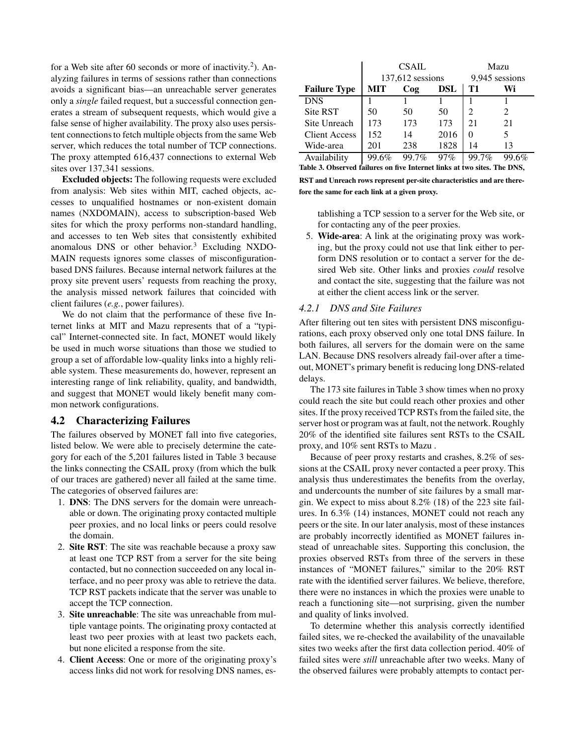for a Web site after 60 seconds or more of inactivity.[2]). Analyzing failures in terms of sessions rather than connections avoids a significant bias—an unreachable server generates only a *single* failed request, but a successful connection generates a stream of subsequent requests, which would give a false sense of higher availability. The proxy also uses persistent connections to fetch multiple objects from the same Web server, which reduces the total number of TCP connections. The proxy attempted 616,437 connections to external Web sites over 137,341 sessions.

**Excluded objects:** The following requests were excluded from analysis: Web sites within MIT, cached objects, accesses to unqualified hostnames or non-existent domain names (NXDOMAIN), access to subscription-based Web sites for which the proxy performs non-standard handling, and accesses to ten Web sites that consistently exhibited anomalous DNS or other behavior.[3] Excluding NXDOMAIN requests ignores some classes of misconfiguration-based DNS failures. Because internal network failures at the proxy site prevent users' requests from reaching the proxy, the analysis missed network failures that coincided with client failures (*e.g.*, power failures).

We do not claim that the performance of these five Internet links at MIT and Mazu represents that of a "typical" Internet-connected site. In fact, MONET would likely be used in much worse situations than those we studied to group a set of affordable low-quality links into a highly reliable system. These measurements do, however, represent an interesting range of link reliability, quality, and bandwidth, and suggest that MONET would likely benefit many common network configurations.

## 4.2 Characterizing Failures

The failures observed by MONET fall into five categories, listed below. We were able to precisely determine the category for each of the 5,201 failures listed in Table 3 because the links connecting the CSAIL proxy (from which the bulk of our traces are gathered) never all failed at the same time. The categories of observed failures are:

1. **DNS**: The DNS servers for the domain were unreachable or down. The originating proxy contacted multiple peer proxies, and no local links or peers could resolve the domain.
2. **Site RST**: The site was reachable because a proxy saw at least one TCP RST from a server for the site being contacted, but no connection succeeded on any local interface, and no peer proxy was able to retrieve the data. TCP RST packets indicate that the server was unable to accept the TCP connection.
3. **Site unreachable**: The site was unreachable from multiple vantage points. The originating proxy contacted at least two peer proxies with at least two packets each, but none elicited a response from the site.
4. **Client Access**: One or more of the originating proxy's access links did not work for resolving DNS names, establishing a TCP session to a server for the Web site, or for contacting any of the peer proxies.
5. **Wide-area**: A link at the originating proxy was working, but the proxy could not use that link either to perform DNS resolution or to contact a server for the desired Web site. Other links and proxies *could* resolve and contact the site, suggesting that the failure was not at either the client access link or the server.

| | CSAIL 137,612 sessions | | | Mazu 9,945 sessions | |
|---|---|---|---|---|---|
| **Failure Type** | **MIT** | **Cog** | **DSL** | **T1** | **Wi** |
| DNS | 1 | 1 | 1 | 1 | 1 |
| Site RST | 50 | 50 | 50 | 2 | 2 |
| Site Unreach | 173 | 173 | 173 | 21 | 21 |
| Client Access | 152 | 14 | 2016 | 0 | 5 |
| Wide-area | 201 | 238 | 1828 | 14 | 13 |
| Availability | 99.6% | 99.7% | 97% | 99.7% | 99.6% |

**Table 3. Observed failures on five Internet links at two sites. The DNS, RST and Unreach rows represent per-site characteristics and are therefore the same for each link at a given proxy.**

### 4.2.1 DNS and Site Failures

After filtering out ten sites with persistent DNS misconfigurations, each proxy observed only one total DNS failure. In both failures, all servers for the domain were on the same LAN. Because DNS resolvers already fail-over after a timeout, MONET's primary benefit is reducing long DNS-related delays.

The 173 site failures in Table 3 show times when no proxy could reach the site but could reach other proxies and other sites. If the proxy received TCP RSTs from the failed site, the server host or program was at fault, not the network. Roughly 20% of the identified site failures sent RSTs to the CSAIL proxy, and 10% sent RSTs to Mazu .

Because of peer proxy restarts and crashes, 8.2% of sessions at the CSAIL proxy never contacted a peer proxy. This analysis thus underestimates the benefits from the overlay, and undercounts the number of site failures by a small margin. We expect to miss about 8.2% (18) of the 223 site failures. In 6.3% (14) instances, MONET could not reach any peers or the site. In our later analysis, most of these instances are probably incorrectly identified as MONET failures instead of unreachable sites. Supporting this conclusion, the proxies observed RSTs from three of the servers in these instances of "MONET failures," similar to the 20% RST rate with the identified server failures. We believe, therefore, there were no instances in which the proxies were unable to reach a functioning site—not surprising, given the number and quality of links involved.

To determine whether this analysis correctly identified failed sites, we re-checked the availability of the unavailable sites two weeks after the first data collection period. 40% of failed sites were *still* unreachable after two weeks. Many of the observed failures were probably attempts to contact per-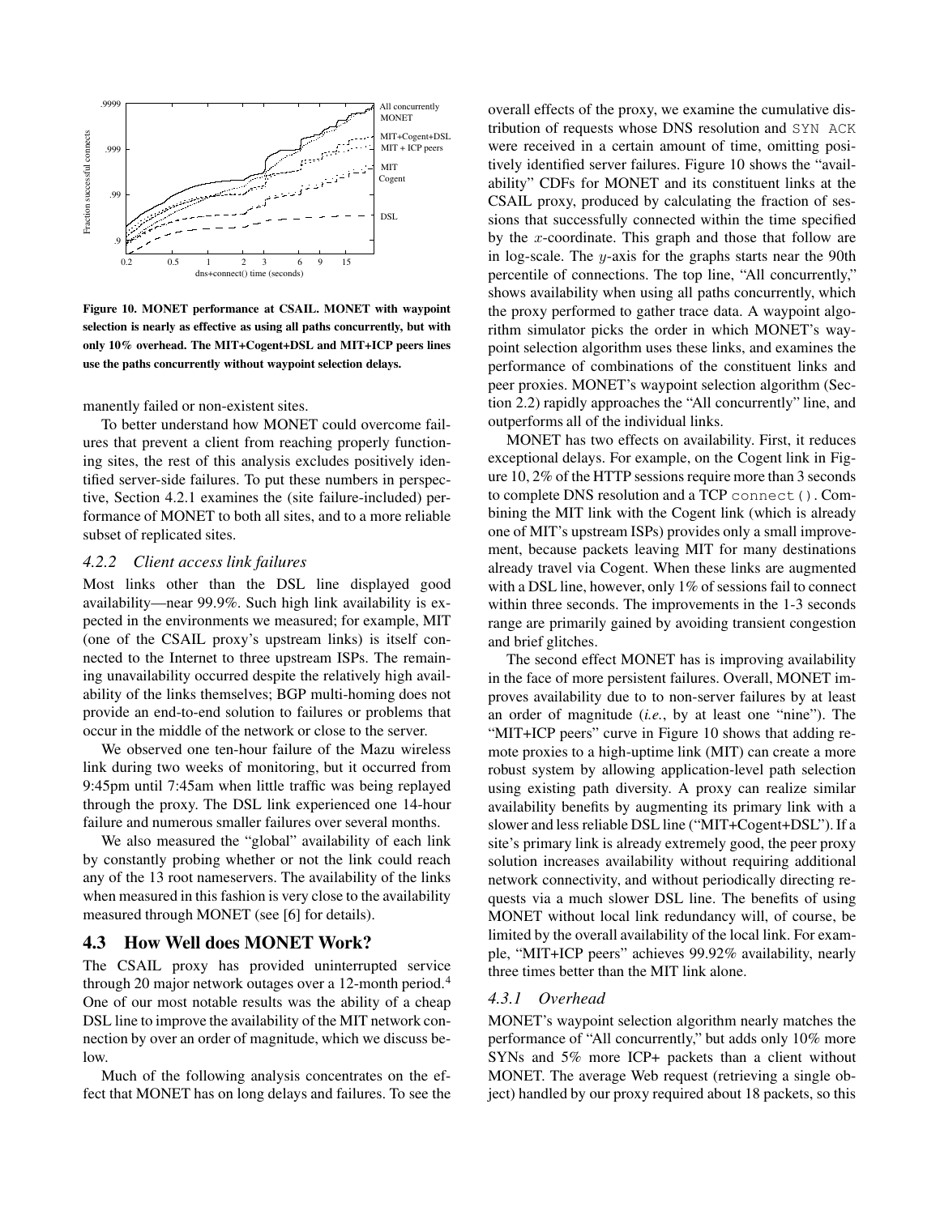.9999
.999
.99
.9
Fraction successful connects
0.2 0.5 1 2 3 6 9 15
dns+connect() time (seconds)
All concurrently
MONET
MIT+Cogent+DSL
MIT + ICP peers
MIT
Cogent
DSL

**Figure 10. MONET performance at CSAIL. MONET with waypoint selection is nearly as effective as using all paths concurrently, but with only 10% overhead. The MIT+Cogent+DSL and MIT+ICP peers lines use the paths concurrently without waypoint selection delays.**

manently failed or non-existent sites.

To better understand how MONET could overcome failures that prevent a client from reaching properly functioning sites, the rest of this analysis excludes positively identified server-side failures. To put these numbers in perspective, Section 4.2.1 examines the (site failure-included) performance of MONET to both all sites, and to a more reliable subset of replicated sites.

### *4.2.2 Client access link failures*

Most links other than the DSL line displayed good availability—near 99.9%. Such high link availability is expected in the environments we measured; for example, MIT (one of the CSAIL proxy's upstream links) is itself connected to the Internet to three upstream ISPs. The remaining unavailability occurred despite the relatively high availability of the links themselves; BGP multi-homing does not provide an end-to-end solution to failures or problems that occur in the middle of the network or close to the server.

We observed one ten-hour failure of the Mazu wireless link during two weeks of monitoring, but it occurred from 9:45pm until 7:45am when little traffic was being replayed through the proxy. The DSL link experienced one 14-hour failure and numerous smaller failures over several months.

We also measured the "global" availability of each link by constantly probing whether or not the link could reach any of the 13 root nameservers. The availability of the links when measured in this fashion is very close to the availability measured through MONET (see [6] for details).

## 4.3 How Well does MONET Work?

The CSAIL proxy has provided uninterrupted service through 20 major network outages over a 12-month period.[4] One of our most notable results was the ability of a cheap DSL line to improve the availability of the MIT network connection by over an order of magnitude, which we discuss below.

Much of the following analysis concentrates on the effect that MONET has on long delays and failures. To see the overall effects of the proxy, we examine the cumulative distribution of requests whose DNS resolution and `SYN ACK` were received in a certain amount of time, omitting positively identified server failures. Figure 10 shows the "availability" CDFs for MONET and its constituent links at the CSAIL proxy, produced by calculating the fraction of sessions that successfully connected within the time specified by the $x$-coordinate. This graph and those that follow are in log-scale. The $y$-axis for the graphs starts near the 90th percentile of connections. The top line, "All concurrently," shows availability when using all paths concurrently, which the proxy performed to gather trace data. A waypoint algorithm simulator picks the order in which MONET's waypoint selection algorithm uses these links, and examines the performance of combinations of the constituent links and peer proxies. MONET's waypoint selection algorithm (Section 2.2) rapidly approaches the "All concurrently" line, and outperforms all of the individual links.

MONET has two effects on availability. First, it reduces exceptional delays. For example, on the Cogent link in Figure 10, 2% of the HTTP sessions require more than 3 seconds to complete DNS resolution and a TCP `connect()`. Combining the MIT link with the Cogent link (which is already one of MIT's upstream ISPs) provides only a small improvement, because packets leaving MIT for many destinations already travel via Cogent. When these links are augmented with a DSL line, however, only 1% of sessions fail to connect within three seconds. The improvements in the 1-3 seconds range are primarily gained by avoiding transient congestion and brief glitches.

The second effect MONET has is improving availability in the face of more persistent failures. Overall, MONET improves availability due to to non-server failures by at least an order of magnitude (*i.e.*, by at least one "nine"). The "MIT+ICP peers" curve in Figure 10 shows that adding remote proxies to a high-uptime link (MIT) can create a more robust system by allowing application-level path selection using existing path diversity. A proxy can realize similar availability benefits by augmenting its primary link with a slower and less reliable DSL line ("MIT+Cogent+DSL"). If a site's primary link is already extremely good, the peer proxy solution increases availability without requiring additional network connectivity, and without periodically directing requests via a much slower DSL line. The benefits of using MONET without local link redundancy will, of course, be limited by the overall availability of the local link. For example, "MIT+ICP peers" achieves 99.92% availability, nearly three times better than the MIT link alone.

### *4.3.1 Overhead*

MONET's waypoint selection algorithm nearly matches the performance of "All concurrently," but adds only 10% more SYNs and 5% more ICP+ packets than a client without MONET. The average Web request (retrieving a single object) handled by our proxy required about 18 packets, so this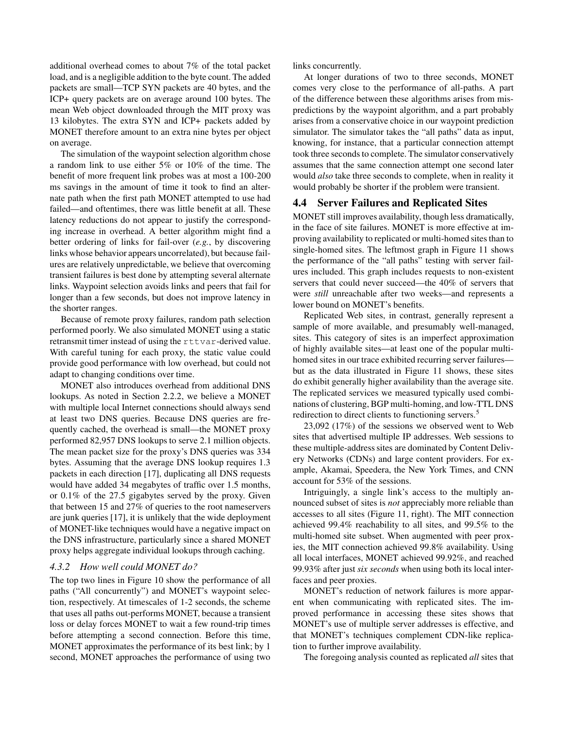additional overhead comes to about 7% of the total packet load, and is a negligible addition to the byte count. The added packets are small—TCP SYN packets are 40 bytes, and the ICP+ query packets are on average around 100 bytes. The mean Web object downloaded through the MIT proxy was 13 kilobytes. The extra SYN and ICP+ packets added by MONET therefore amount to an extra nine bytes per object on average.

The simulation of the waypoint selection algorithm chose a random link to use either 5% or 10% of the time. The benefit of more frequent link probes was at most a 100-200 ms savings in the amount of time it took to find an alternate path when the first path MONET attempted to use had failed—and oftentimes, there was little benefit at all. These latency reductions do not appear to justify the corresponding increase in overhead. A better algorithm might find a better ordering of links for fail-over (*e.g.*, by discovering links whose behavior appears uncorrelated), but because failures are relatively unpredictable, we believe that overcoming transient failures is best done by attempting several alternate links. Waypoint selection avoids links and peers that fail for longer than a few seconds, but does not improve latency in the shorter ranges.

Because of remote proxy failures, random path selection performed poorly. We also simulated MONET using a static retransmit timer instead of using the `rttvar`-derived value. With careful tuning for each proxy, the static value could provide good performance with low overhead, but could not adapt to changing conditions over time.

MONET also introduces overhead from additional DNS lookups. As noted in Section 2.2.2, we believe a MONET with multiple local Internet connections should always send at least two DNS queries. Because DNS queries are frequently cached, the overhead is small—the MONET proxy performed 82,957 DNS lookups to serve 2.1 million objects. The mean packet size for the proxy's DNS queries was 334 bytes. Assuming that the average DNS lookup requires 1.3 packets in each direction [17], duplicating all DNS requests would have added 34 megabytes of traffic over 1.5 months, or 0.1% of the 27.5 gigabytes served by the proxy. Given that between 15 and 27% of queries to the root nameservers are junk queries [17], it is unlikely that the wide deployment of MONET-like techniques would have a negative impact on the DNS infrastructure, particularly since a shared MONET proxy helps aggregate individual lookups through caching.

### 4.3.2 How well could MONET do?

The top two lines in Figure 10 show the performance of all paths ("All concurrently") and MONET's waypoint selection, respectively. At timescales of 1-2 seconds, the scheme that uses all paths out-performs MONET, because a transient loss or delay forces MONET to wait a few round-trip times before attempting a second connection. Before this time, MONET approximates the performance of its best link; by 1 second, MONET approaches the performance of using two links concurrently.

At longer durations of two to three seconds, MONET comes very close to the performance of all-paths. A part of the difference between these algorithms arises from mispredictions by the waypoint algorithm, and a part probably arises from a conservative choice in our waypoint prediction simulator. The simulator takes the "all paths" data as input, knowing, for instance, that a particular connection attempt took three seconds to complete. The simulator conservatively assumes that the same connection attempt one second later would *also* take three seconds to complete, when in reality it would probably be shorter if the problem were transient.

## 4.4 Server Failures and Replicated Sites

MONET still improves availability, though less dramatically, in the face of site failures. MONET is more effective at improving availability to replicated or multi-homed sites than to single-homed sites. The leftmost graph in Figure 11 shows the performance of the "all paths" testing with server failures included. This graph includes requests to non-existent servers that could never succeed—the 40% of servers that were *still* unreachable after two weeks—and represents a lower bound on MONET's benefits.

Replicated Web sites, in contrast, generally represent a sample of more available, and presumably well-managed, sites. This category of sites is an imperfect approximation of highly available sites—at least one of the popular multihomed sites in our trace exhibited recurring server failures—but as the data illustrated in Figure 11 shows, these sites do exhibit generally higher availability than the average site. The replicated services we measured typically used combinations of clustering, BGP multi-homing, and low-TTL DNS redirection to direct clients to functioning servers.[5]

23,092 (17%) of the sessions we observed went to Web sites that advertised multiple IP addresses. Web sessions to these multiple-address sites are dominated by Content Delivery Networks (CDNs) and large content providers. For example, Akamai, Speedera, the New York Times, and CNN account for 53% of the sessions.

Intriguingly, a single link's access to the multiply announced subset of sites is *not* appreciably more reliable than accesses to all sites (Figure 11, right). The MIT connection achieved 99.4% reachability to all sites, and 99.5% to the multi-homed site subset. When augmented with peer proxies, the MIT connection achieved 99.8% availability. Using all local interfaces, MONET achieved 99.92%, and reached 99.93% after just *six seconds* when using both its local interfaces and peer proxies.

MONET's reduction of network failures is more apparent when communicating with replicated sites. The improved performance in accessing these sites shows that MONET's use of multiple server addresses is effective, and that MONET's techniques complement CDN-like replication to further improve availability.

The foregoing analysis counted as replicated *all* sites that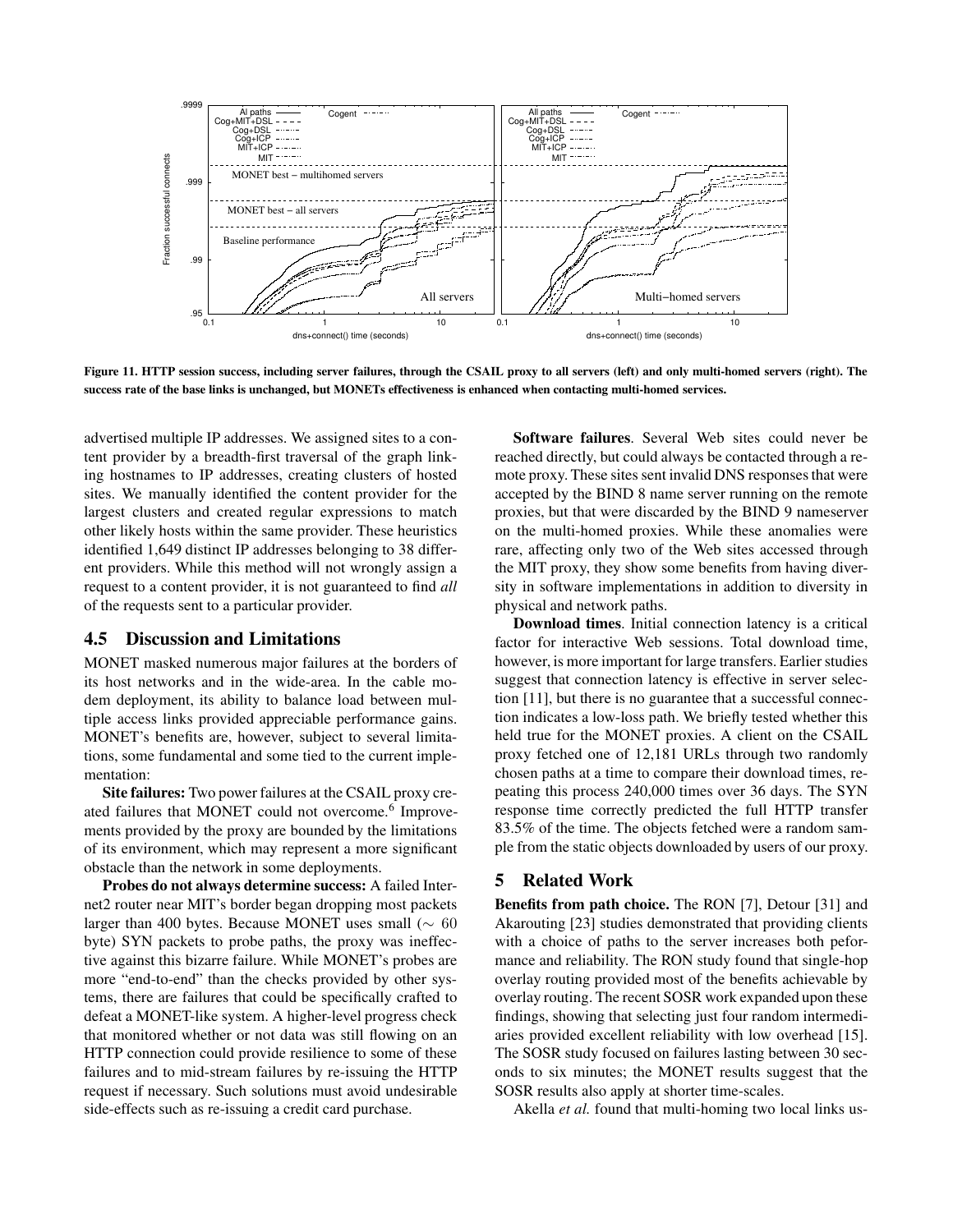.9999

Al paths
Cog+MIT+DSL
Cog+DSL
Cog+ICP
MIT+ICP
MIT
Cogent

MONET best – multihomed servers

.999

MONET best – all servers

Baseline performance

.99

All servers

.95

0.1 1 10

dns+connect() time (seconds)

Fraction successful connects

All paths
Cog+MIT+DSL
Cog+DSL
Cog+ICP
MIT+ICP
MIT
Cogent

Multi–homed servers

0.1 1 10

dns+connect() time (seconds)

**Figure 11. HTTP session success, including server failures, through the CSAIL proxy to all servers (left) and only multi-homed servers (right). The success rate of the base links is unchanged, but MONETs effectiveness is enhanced when contacting multi-homed services.**

advertised multiple IP addresses. We assigned sites to a content provider by a breadth-first traversal of the graph linking hostnames to IP addresses, creating clusters of hosted sites. We manually identified the content provider for the largest clusters and created regular expressions to match other likely hosts within the same provider. These heuristics identified 1,649 distinct IP addresses belonging to 38 different providers. While this method will not wrongly assign a request to a content provider, it is not guaranteed to find *all* of the requests sent to a particular provider.

## 4.5 Discussion and Limitations

MONET masked numerous major failures at the borders of its host networks and in the wide-area. In the cable modem deployment, its ability to balance load between multiple access links provided appreciable performance gains. MONET's benefits are, however, subject to several limitations, some fundamental and some tied to the current implementation:

**Site failures:** Two power failures at the CSAIL proxy created failures that MONET could not overcome.[6] Improvements provided by the proxy are bounded by the limitations of its environment, which may represent a more significant obstacle than the network in some deployments.

**Probes do not always determine success:** A failed Internet2 router near MIT's border began dropping most packets larger than 400 bytes. Because MONET uses small ($\sim$ 60 byte) SYN packets to probe paths, the proxy was ineffective against this bizarre failure. While MONET's probes are more "end-to-end" than the checks provided by other systems, there are failures that could be specifically crafted to defeat a MONET-like system. A higher-level progress check that monitored whether or not data was still flowing on an HTTP connection could provide resilience to some of these failures and to mid-stream failures by re-issuing the HTTP request if necessary. Such solutions must avoid undesirable side-effects such as re-issuing a credit card purchase.

**Software failures**. Several Web sites could never be reached directly, but could always be contacted through a remote proxy. These sites sent invalid DNS responses that were accepted by the BIND 8 name server running on the remote proxies, but that were discarded by the BIND 9 nameserver on the multi-homed proxies. While these anomalies were rare, affecting only two of the Web sites accessed through the MIT proxy, they show some benefits from having diversity in software implementations in addition to diversity in physical and network paths.

**Download times**. Initial connection latency is a critical factor for interactive Web sessions. Total download time, however, is more important for large transfers. Earlier studies suggest that connection latency is effective in server selection [11], but there is no guarantee that a successful connection indicates a low-loss path. We briefly tested whether this held true for the MONET proxies. A client on the CSAIL proxy fetched one of 12,181 URLs through two randomly chosen paths at a time to compare their download times, repeating this process 240,000 times over 36 days. The SYN response time correctly predicted the full HTTP transfer 83.5% of the time. The objects fetched were a random sample from the static objects downloaded by users of our proxy.

## 5 Related Work

**Benefits from path choice.** The RON [7], Detour [31] and Akarouting [23] studies demonstrated that providing clients with a choice of paths to the server increases both peformance and reliability. The RON study found that single-hop overlay routing provided most of the benefits achievable by overlay routing. The recent SOSR work expanded upon these findings, showing that selecting just four random intermediaries provided excellent reliability with low overhead [15]. The SOSR study focused on failures lasting between 30 seconds to six minutes; the MONET results suggest that the SOSR results also apply at shorter time-scales.

Akella *et al.* found that multi-homing two local links us-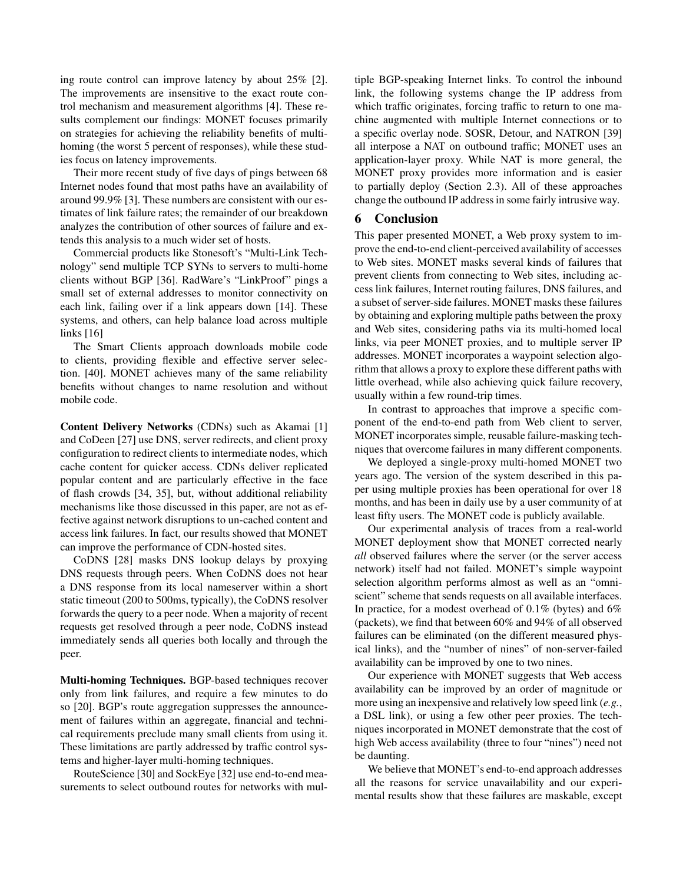ing route control can improve latency by about 25% [2]. The improvements are insensitive to the exact route control mechanism and measurement algorithms [4]. These results complement our findings: MONET focuses primarily on strategies for achieving the reliability benefits of multihoming (the worst 5 percent of responses), while these studies focus on latency improvements.

Their more recent study of five days of pings between 68 Internet nodes found that most paths have an availability of around 99.9% [3]. These numbers are consistent with our estimates of link failure rates; the remainder of our breakdown analyzes the contribution of other sources of failure and extends this analysis to a much wider set of hosts.

Commercial products like Stonesoft's "Multi-Link Technology" send multiple TCP SYNs to servers to multi-home clients without BGP [36]. RadWare's "LinkProof" pings a small set of external addresses to monitor connectivity on each link, failing over if a link appears down [14]. These systems, and others, can help balance load across multiple links [16]

The Smart Clients approach downloads mobile code to clients, providing flexible and effective server selection. [40]. MONET achieves many of the same reliability benefits without changes to name resolution and without mobile code.

**Content Delivery Networks** (CDNs) such as Akamai [1] and CoDeen [27] use DNS, server redirects, and client proxy configuration to redirect clients to intermediate nodes, which cache content for quicker access. CDNs deliver replicated popular content and are particularly effective in the face of flash crowds [34, 35], but, without additional reliability mechanisms like those discussed in this paper, are not as effective against network disruptions to un-cached content and access link failures. In fact, our results showed that MONET can improve the performance of CDN-hosted sites.

CoDNS [28] masks DNS lookup delays by proxying DNS requests through peers. When CoDNS does not hear a DNS response from its local nameserver within a short static timeout (200 to 500ms, typically), the CoDNS resolver forwards the query to a peer node. When a majority of recent requests get resolved through a peer node, CoDNS instead immediately sends all queries both locally and through the peer.

**Multi-homing Techniques.** BGP-based techniques recover only from link failures, and require a few minutes to do so [20]. BGP's route aggregation suppresses the announcement of failures within an aggregate, financial and technical requirements preclude many small clients from using it. These limitations are partly addressed by traffic control systems and higher-layer multi-homing techniques.

RouteScience [30] and SockEye [32] use end-to-end measurements to select outbound routes for networks with multiple BGP-speaking Internet links. To control the inbound link, the following systems change the IP address from which traffic originates, forcing traffic to return to one machine augmented with multiple Internet connections or to a specific overlay node. SOSR, Detour, and NATRON [39] all interpose a NAT on outbound traffic; MONET uses an application-layer proxy. While NAT is more general, the MONET proxy provides more information and is easier to partially deploy (Section 2.3). All of these approaches change the outbound IP address in some fairly intrusive way.

## 6 Conclusion

This paper presented MONET, a Web proxy system to improve the end-to-end client-perceived availability of accesses to Web sites. MONET masks several kinds of failures that prevent clients from connecting to Web sites, including access link failures, Internet routing failures, DNS failures, and a subset of server-side failures. MONET masks these failures by obtaining and exploring multiple paths between the proxy and Web sites, considering paths via its multi-homed local links, via peer MONET proxies, and to multiple server IP addresses. MONET incorporates a waypoint selection algorithm that allows a proxy to explore these different paths with little overhead, while also achieving quick failure recovery, usually within a few round-trip times.

In contrast to approaches that improve a specific component of the end-to-end path from Web client to server, MONET incorporates simple, reusable failure-masking techniques that overcome failures in many different components.

We deployed a single-proxy multi-homed MONET two years ago. The version of the system described in this paper using multiple proxies has been operational for over 18 months, and has been in daily use by a user community of at least fifty users. The MONET code is publicly available.

Our experimental analysis of traces from a real-world MONET deployment show that MONET corrected nearly *all* observed failures where the server (or the server access network) itself had not failed. MONET's simple waypoint selection algorithm performs almost as well as an "omniscient" scheme that sends requests on all available interfaces. In practice, for a modest overhead of 0.1% (bytes) and 6% (packets), we find that between 60% and 94% of all observed failures can be eliminated (on the different measured physical links), and the "number of nines" of non-server-failed availability can be improved by one to two nines.

Our experience with MONET suggests that Web access availability can be improved by an order of magnitude or more using an inexpensive and relatively low speed link (*e.g.*, a DSL link), or using a few other peer proxies. The techniques incorporated in MONET demonstrate that the cost of high Web access availability (three to four "nines") need not be daunting.

We believe that MONET's end-to-end approach addresses all the reasons for service unavailability and our experimental results show that these failures are maskable, except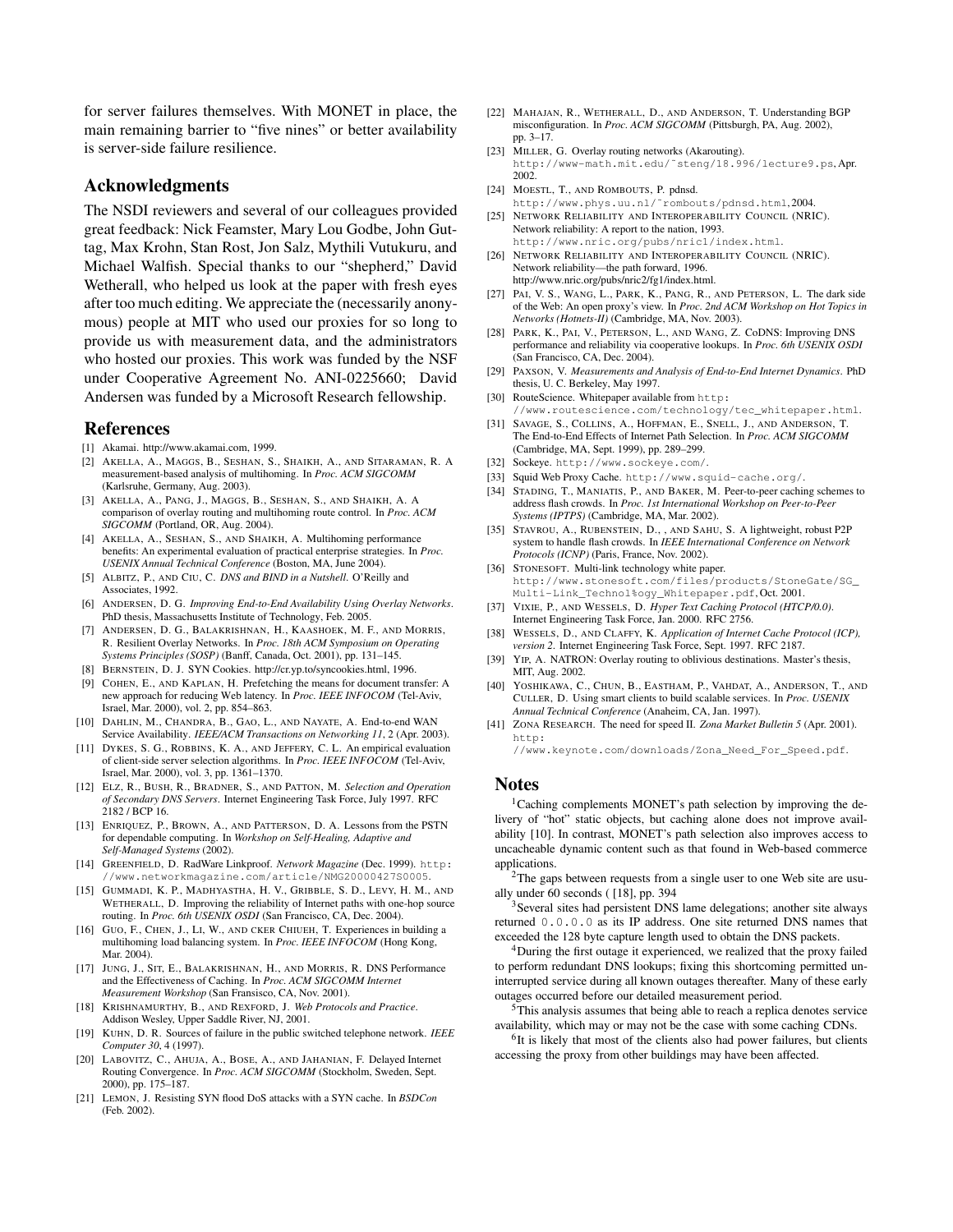for server failures themselves. With MONET in place, the main remaining barrier to "five nines" or better availability is server-side failure resilience.

## Acknowledgments

The NSDI reviewers and several of our colleagues provided great feedback: Nick Feamster, Mary Lou Godbe, John Guttag, Max Krohn, Stan Rost, Jon Salz, Mythili Vutukuru, and Michael Walfish. Special thanks to our "shepherd," David Wetherall, who helped us look at the paper with fresh eyes after too much editing. We appreciate the (necessarily anonymous) people at MIT who used our proxies for so long to provide us with measurement data, and the administrators who hosted our proxies. This work was funded by the NSF under Cooperative Agreement No. ANI-0225660; David Andersen was funded by a Microsoft Research fellowship.

## References

[1] Akamai. http://www.akamai.com, 1999.

[2] Akella, A., Maggs, B., Seshan, S., Shaikh, A., and Sitaraman, R. A measurement-based analysis of multihoming. In *Proc. ACM SIGCOMM* (Karlsruhe, Germany, Aug. 2003).

[3] Akella, A., Pang, J., Maggs, B., Seshan, S., and Shaikh, A. A comparison of overlay routing and multihoming route control. In *Proc. ACM SIGCOMM* (Portland, OR, Aug. 2004).

[4] Akella, A., Seshan, S., and Shaikh, A. Multihoming performance benefits: An experimental evaluation of practical enterprise strategies. In *Proc. USENIX Annual Technical Conference* (Boston, MA, June 2004).

[5] Albitz, P., and Ciu, C. *DNS and BIND in a Nutshell*. O'Reilly and Associates, 1992.

[6] Andersen, D. G. *Improving End-to-End Availability Using Overlay Networks*. PhD thesis, Massachusetts Institute of Technology, Feb. 2005.

[7] Andersen, D. G., Balakrishnan, H., Kaashoek, M. F., and Morris, R. Resilient Overlay Networks. In *Proc. 18th ACM Symposium on Operating Systems Principles (SOSP)* (Banff, Canada, Oct. 2001), pp. 131–145.

[8] Bernstein, D. J. SYN Cookies. http://cr.yp.to/syncookies.html, 1996.

[9] Cohen, E., and Kaplan, H. Prefetching the means for document transfer: A new approach for reducing Web latency. In *Proc. IEEE INFOCOM* (Tel-Aviv, Israel, Mar. 2000), vol. 2, pp. 854–863.

[10] Dahlin, M., Chandra, B., Gao, L., and Nayate, A. End-to-end WAN Service Availability. *IEEE/ACM Transactions on Networking 11*, 2 (Apr. 2003).

[11] Dykes, S. G., Robbins, K. A., and Jeffery, C. L. An empirical evaluation of client-side server selection algorithms. In *Proc. IEEE INFOCOM* (Tel-Aviv, Israel, Mar. 2000), vol. 3, pp. 1361–1370.

[12] Elz, R., Bush, R., Bradner, S., and Patton, M. *Selection and Operation of Secondary DNS Servers*. Internet Engineering Task Force, July 1997. RFC 2182 / BCP 16.

[13] Enriquez, P., Brown, A., and Patterson, D. A. Lessons from the PSTN for dependable computing. In *Workshop on Self-Healing, Adaptive and Self-Managed Systems* (2002).

[14] Greenfield, D. RadWare Linkproof. *Network Magazine* (Dec. 1999). http://www.networkmagazine.com/article/NMG20000427S0005.

[15] Gummadi, K. P., Madhyastha, H. V., Gribble, S. D., Levy, H. M., and Wetherall, D. Improving the reliability of Internet paths with one-hop source routing. In *Proc. 6th USENIX OSDI* (San Francisco, CA, Dec. 2004).

[16] Guo, F., Chen, J., Li, W., and cker Chiueh, T. Experiences in building a multihoming load balancing system. In *Proc. IEEE INFOCOM* (Hong Kong, Mar. 2004).

[17] Jung, J., Sit, E., Balakrishnan, H., and Morris, R. DNS Performance and the Effectiveness of Caching. In *Proc. ACM SIGCOMM Internet Measurement Workshop* (San Fransisco, CA, Nov. 2001).

[18] Krishnamurthy, B., and Rexford, J. *Web Protocols and Practice*. Addison Wesley, Upper Saddle River, NJ, 2001.

[19] Kuhn, D. R. Sources of failure in the public switched telephone network. *IEEE Computer 30*, 4 (1997).

[20] Labovitz, C., Ahuja, A., Bose, A., and Jahanian, F. Delayed Internet Routing Convergence. In *Proc. ACM SIGCOMM* (Stockholm, Sweden, Sept. 2000), pp. 175–187.

[21] Lemon, J. Resisting SYN flood DoS attacks with a SYN cache. In *BSDCon* (Feb. 2002).

[22] Mahajan, R., Wetherall, D., and Anderson, T. Understanding BGP misconfiguration. In *Proc. ACM SIGCOMM* (Pittsburgh, PA, Aug. 2002), pp. 3–17.

[23] Miller, G. Overlay routing networks (Akarouting). http://www-math.mit.edu/~steng/18.996/lecture9.ps, Apr. 2002.

[24] Moestl, T., and Rombouts, P. pdnsd. http://www.phys.uu.nl/~rombouts/pdnsd.html, 2004.

[25] Network Reliability and Interoperability Council (NRIC). Network reliability: A report to the nation, 1993. http://www.nric.org/pubs/nric1/index.html.

[26] Network Reliability and Interoperability Council (NRIC). Network reliability—the path forward, 1996. http://www.nric.org/pubs/nric2/fg1/index.html.

[27] Pai, V. S., Wang, L., Park, K., Pang, R., and Peterson, L. The dark side of the Web: An open proxy's view. In *Proc. 2nd ACM Workshop on Hot Topics in Networks (Hotnets-II)* (Cambridge, MA, Nov. 2003).

[28] Park, K., Pai, V., Peterson, L., and Wang, Z. CoDNS: Improving DNS performance and reliability via cooperative lookups. In *Proc. 6th USENIX OSDI* (San Francisco, CA, Dec. 2004).

[29] Paxson, V. *Measurements and Analysis of End-to-End Internet Dynamics*. PhD thesis, U. C. Berkeley, May 1997.

[30] RouteScience. Whitepaper available from http://www.routescience.com/technology/tec_whitepaper.html.

[31] Savage, S., Collins, A., Hoffman, E., Snell, J., and Anderson, T. The End-to-End Effects of Internet Path Selection. In *Proc. ACM SIGCOMM* (Cambridge, MA, Sept. 1999), pp. 289–299.

[32] Sockeye. http://www.sockeye.com/.

[33] Squid Web Proxy Cache. http://www.squid-cache.org/.

[34] Stading, T., Maniatis, P., and Baker, M. Peer-to-peer caching schemes to address flash crowds. In *Proc. 1st International Workshop on Peer-to-Peer Systems (IPTPS)* (Cambridge, MA, Mar. 2002).

[35] Stavrou, A., Rubenstein, D., , and Sahu, S. A lightweight, robust P2P system to handle flash crowds. In *IEEE International Conference on Network Protocols (ICNP)* (Paris, France, Nov. 2002).

[36] Stonesoft. Multi-link technology white paper. http://www.stonesoft.com/files/products/StoneGate/SG_Multi-Link_Technol%ogy_Whitepaper.pdf, Oct. 2001.

[37] Vixie, P., and Wessels, D. *Hyper Text Caching Protocol (HTCP/0.0)*. Internet Engineering Task Force, Jan. 2000. RFC 2756.

[38] Wessels, D., and Claffy, K. *Application of Internet Cache Protocol (ICP), version 2*. Internet Engineering Task Force, Sept. 1997. RFC 2187.

[39] Yip, A. NATRON: Overlay routing to oblivious destinations. Master's thesis, MIT, Aug. 2002.

[40] Yoshikawa, C., Chun, B., Eastham, P., Vahdat, A., Anderson, T., and Culler, D. Using smart clients to build scalable services. In *Proc. USENIX Annual Technical Conference* (Anaheim, CA, Jan. 1997).

[41] Zona Research. The need for speed II. *Zona Market Bulletin 5* (Apr. 2001). http://www.keynote.com/downloads/Zona_Need_For_Speed.pdf.

## Notes

[1] Caching complements MONET's path selection by improving the delivery of "hot" static objects, but caching alone does not improve availability [10]. In contrast, MONET's path selection also improves access to uncacheable dynamic content such as that found in Web-based commerce applications.

[2] The gaps between requests from a single user to one Web site are usually under 60 seconds ( [18], pp. 394

[3] Several sites had persistent DNS lame delegations; another site always returned 0.0.0.0 as its IP address. One site returned DNS names that exceeded the 128 byte capture length used to obtain the DNS packets.

[4] During the first outage it experienced, we realized that the proxy failed to perform redundant DNS lookups; fixing this shortcoming permitted uninterrupted service during all known outages thereafter. Many of these early outages occurred before our detailed measurement period.

[5] This analysis assumes that being able to reach a replica denotes service availability, which may or may not be the case with some caching CDNs.

[6] It is likely that most of the clients also had power failures, but clients accessing the proxy from other buildings may have been affected.